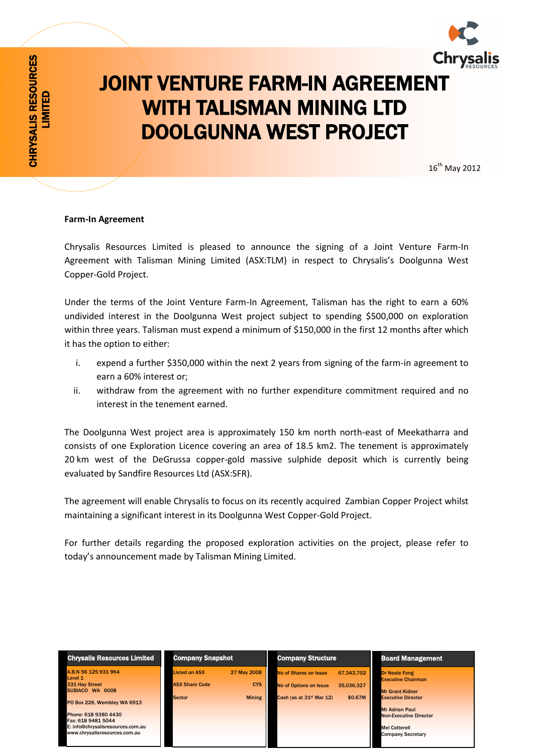CHRYSALIS RESOURCES LIMITED

# JOINT VENTURE FARM-IN AGREEMENT WITH TALISMAN MINING LTD DOOLGUNNA WEST PROJECT

16th May 2012

**Farm-In Agreement**

Chrysalis Resources Limited is pleased to announce the signing of a Joint Venture Farm-In Agreement with Talisman Mining Limited (ASX:TLM) in respect to Chrysalis's Doolgunna West Copper-Gold Project.

Under the terms of the Joint Venture Farm-In Agreement, Talisman has the right to earn a 60% undivided interest in the Doolgunna West project subject to spending $500,000 on exploration within three years. Talisman must expend a minimum of $150,000 in the first 12 months after which it has the option to either:

i. expend a further $350,000 within the next 2 years from signing of the farm-in agreement to earn a 60% interest or;
ii. withdraw from the agreement with no further expenditure commitment required and no interest in the tenement earned.

The Doolgunna West project area is approximately 150 km north north-east of Meekatharra and consists of one Exploration Licence covering an area of 18.5 km2. The tenement is approximately 20 km west of the DeGrussa copper-gold massive sulphide deposit which is currently being evaluated by Sandfire Resources Ltd (ASX:SFR).

The agreement will enable Chrysalis to focus on its recently acquired Zambian Copper Project whilst maintaining a significant interest in its Doolgunna West Copper-Gold Project.

For further details regarding the proposed exploration activities on the project, please refer to today's announcement made by Talisman Mining Limited.

| Chrysalis Resources Limited | Company Snapshot | | Company Structure | | Board Management |
|---|---|---|---|---|---|
| A.B.N 56 125 931 964<br>Level 1<br>331 Hay Street<br>SUBIACO WA 6008<br><br>PO Box 226, Wembley WA 6913<br><br>Phone: 618 9380 4430<br>Fax: 618 9481 5044<br>E: info@chrysalisresources.com.au<br>www.chrysalisresources.com.au | Listed on ASX | 27 May 2008 | No of Shares on Issue | 67,343,702 | Dr Neale Fong<br>Executive Chairman<br><br>Mr Grant Kidner<br>Executive Director<br><br>Mr Adrian Paul<br>Non-Executive Director<br><br>Mel Cotterell<br>Company Secretary |
| | ASX Share Code | CYS | No of Options on Issue | 35,036,327 | |
| | Sector | Mining | Cash (as at 31st Mar 12) | $0.67M | |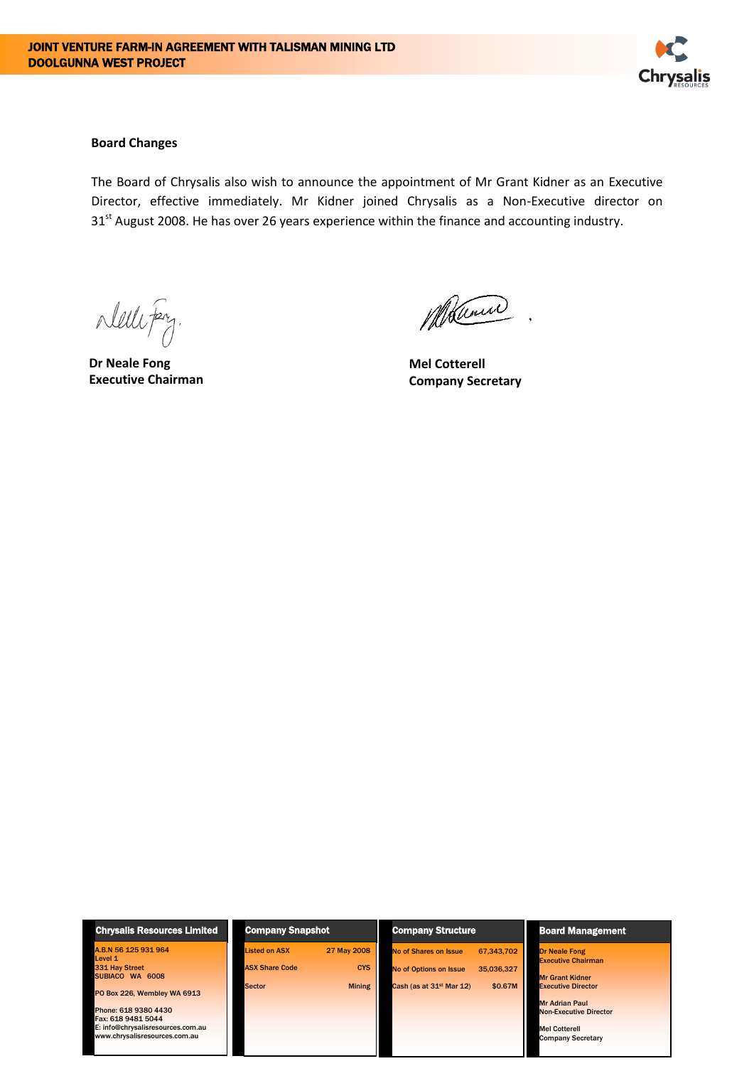## Board Changes

The Board of Chrysalis also wish to announce the appointment of Mr Grant Kidner as an Executive Director, effective immediately. Mr Kidner joined Chrysalis as a Non-Executive director on 31st August 2008. He has over 26 years experience within the finance and accounting industry.

**Dr Neale Fong**
**Executive Chairman**

**Mel Cotterell**
**Company Secretary**

**Chrysalis Resources Limited**

A.B.N 56 125 931 964
Level 1
331 Hay Street
SUBIACO WA 6008

PO Box 226, Wembley WA 6913

Phone: 618 9380 4430
Fax: 618 9481 5044
E: info@chrysalisresources.com.au
www.chrysalisresources.com.au

**Company Snapshot**

| | |
|---|---|
| Listed on ASX | 27 May 2008 |
| ASX Share Code | CYS |
| Sector | Mining |

**Company Structure**

| | |
|---|---|
| No of Shares on Issue | 67,343,702 |
| No of Options on Issue | 35,036,327 |
| Cash (as at 31st Mar 12) | $0.67M |

**Board Management**

Dr Neale Fong
Executive Chairman

Mr Grant Kidner
Executive Director

Mr Adrian Paul
Non-Executive Director

Mel Cotterell
Company Secretary